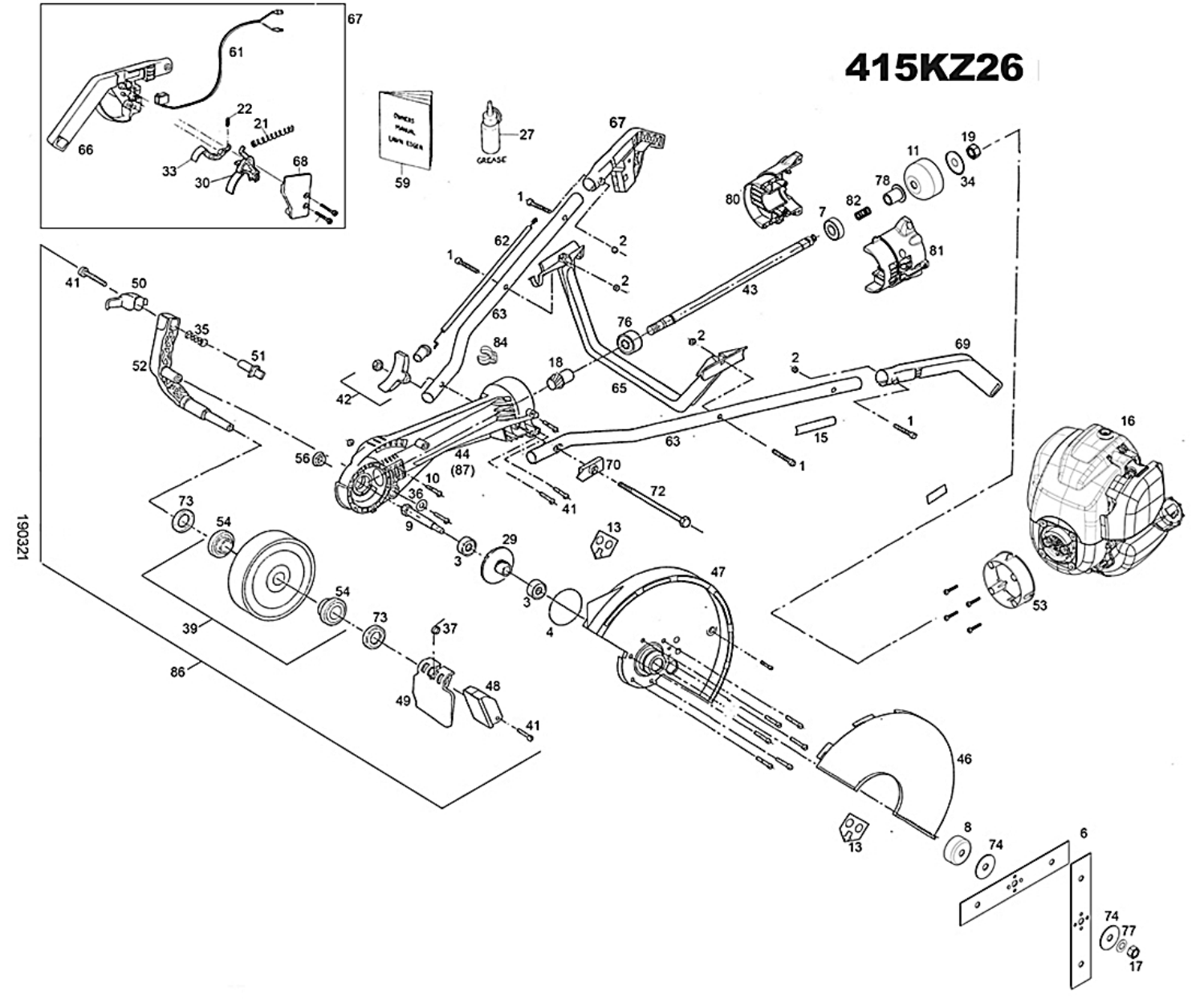# 415KZ26

190321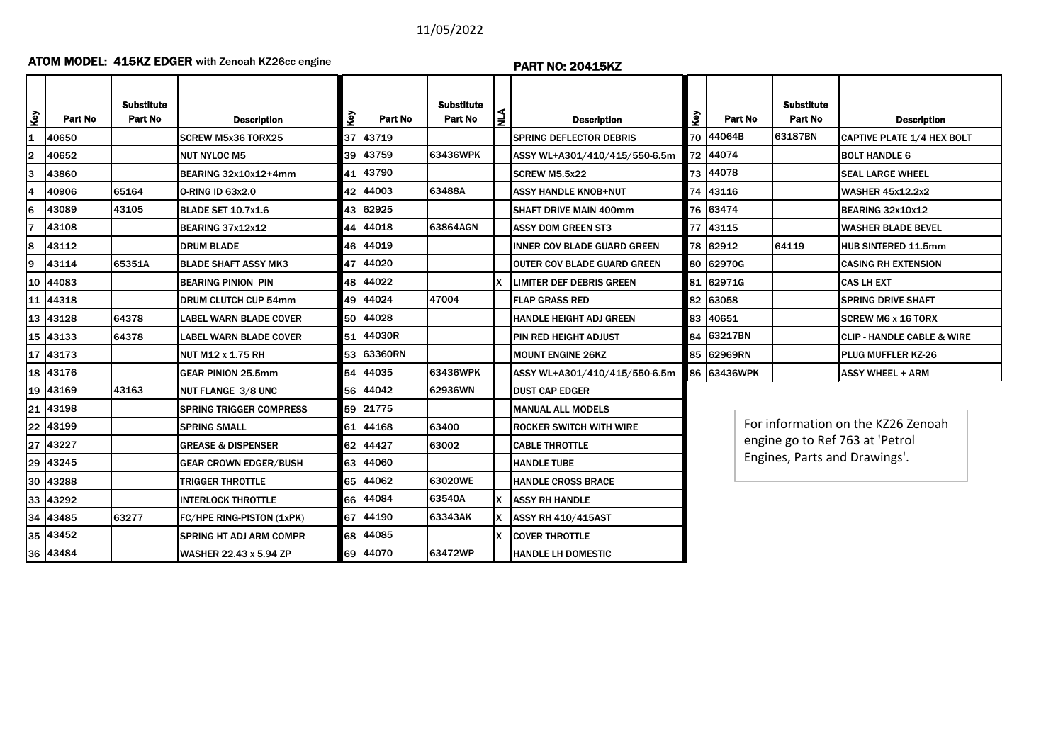11/05/2022

**ATOM MODEL: 415KZ EDGER** with Zenoah KZ26cc engine

**PART NO: 20415KZ**

| Key | Part No | Substitute Part No | Description | Key | Part No | Substitute Part No | NLA | Description | Key | Part No | Substitute Part No | Description |
|---|---|---|---|---|---|---|---|---|---|---|---|---|
| 1 | 40650 | | SCREW M5x36 TORX25 | 37 | 43719 | | | SPRING DEFLECTOR DEBRIS | 70 | 44064B | 63187BN | CAPTIVE PLATE 1/4 HEX BOLT |
| 2 | 40652 | | NUT NYLOC M5 | 39 | 43759 | 63436WPK | | ASSY WL+A301/410/415/550-6.5m | 72 | 44074 | | BOLT HANDLE 6 |
| 3 | 43860 | | BEARING 32x10x12+4mm | 41 | 43790 | | | SCREW M5.5x22 | 73 | 44078 | | SEAL LARGE WHEEL |
| 4 | 40906 | 65164 | O-RING ID 63x2.0 | 42 | 44003 | 63488A | | ASSY HANDLE KNOB+NUT | 74 | 43116 | | WASHER 45x12.2x2 |
| 6 | 43089 | 43105 | BLADE SET 10.7x1.6 | 43 | 62925 | | | SHAFT DRIVE MAIN 400mm | 76 | 63474 | | BEARING 32x10x12 |
| 7 | 43108 | | BEARING 37x12x12 | 44 | 44018 | 63864AGN | | ASSY DOM GREEN ST3 | 77 | 43115 | | WASHER BLADE BEVEL |
| 8 | 43112 | | DRUM BLADE | 46 | 44019 | | | INNER COV BLADE GUARD GREEN | 78 | 62912 | 64119 | HUB SINTERED 11.5mm |
| 9 | 43114 | 65351A | BLADE SHAFT ASSY MK3 | 47 | 44020 | | | OUTER COV BLADE GUARD GREEN | 80 | 62970G | | CASING RH EXTENSION |
| 10 | 44083 | | BEARING PINION PIN | 48 | 44022 | | X | LIMITER DEF DEBRIS GREEN | 81 | 62971G | | CAS LH EXT |
| 11 | 44318 | | DRUM CLUTCH CUP 54mm | 49 | 44024 | 47004 | | FLAP GRASS RED | 82 | 63058 | | SPRING DRIVE SHAFT |
| 13 | 43128 | 64378 | LABEL WARN BLADE COVER | 50 | 44028 | | | HANDLE HEIGHT ADJ GREEN | 83 | 40651 | | SCREW M6 x 16 TORX |
| 15 | 43133 | 64378 | LABEL WARN BLADE COVER | 51 | 44030R | | | PIN RED HEIGHT ADJUST | 84 | 63217BN | | CLIP - HANDLE CABLE & WIRE |
| 17 | 43173 | | NUT M12 x 1.75 RH | 53 | 63360RN | | | MOUNT ENGINE 26KZ | 85 | 62969RN | | PLUG MUFFLER KZ-26 |
| 18 | 43176 | | GEAR PINION 25.5mm | 54 | 44035 | 63436WPK | | ASSY WL+A301/410/415/550-6.5m | 86 | 63436WPK | | ASSY WHEEL + ARM |
| 19 | 43169 | 43163 | NUT FLANGE 3/8 UNC | 56 | 44042 | 62936WN | | DUST CAP EDGER | | | | |
| 21 | 43198 | | SPRING TRIGGER COMPRESS | 59 | 21775 | | | MANUAL ALL MODELS | | | | |
| 22 | 43199 | | SPRING SMALL | 61 | 44168 | 63400 | | ROCKER SWITCH WITH WIRE | | | | |
| 27 | 43227 | | GREASE & DISPENSER | 62 | 44427 | 63002 | | CABLE THROTTLE | | | | |
| 29 | 43245 | | GEAR CROWN EDGER/BUSH | 63 | 44060 | | | HANDLE TUBE | | | | |
| 30 | 43288 | | TRIGGER THROTTLE | 65 | 44062 | 63020WE | | HANDLE CROSS BRACE | | | | |
| 33 | 43292 | | INTERLOCK THROTTLE | 66 | 44084 | 63540A | X | ASSY RH HANDLE | | | | |
| 34 | 43485 | 63277 | FC/HPE RING-PISTON (1xPK) | 67 | 44190 | 63343AK | X | ASSY RH 410/415AST | | | | |
| 35 | 43452 | | SPRING HT ADJ ARM COMPR | 68 | 44085 | | X | COVER THROTTLE | | | | |
| 36 | 43484 | | WASHER 22.43 x 5.94 ZP | 69 | 44070 | 63472WP | | HANDLE LH DOMESTIC | | | | |

For information on the KZ26 Zenoah engine go to Ref 763 at 'Petrol Engines, Parts and Drawings'.